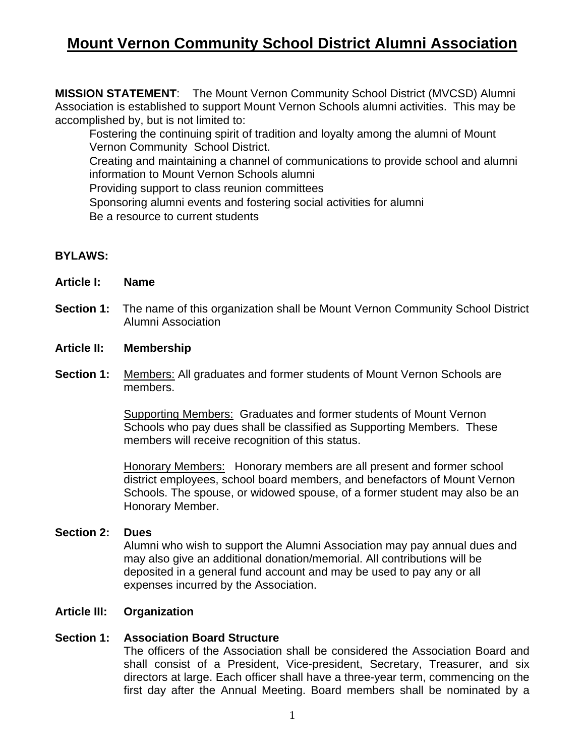# Mount Vernon Community School District Alumni Association

**MISSION STATEMENT**: The Mount Vernon Community School District (MVCSD) Alumni Association is established to support Mount Vernon Schools alumni activities. This may be accomplished by, but is not limited to:

- Fostering the continuing spirit of tradition and loyalty among the alumni of Mount Vernon Community School District.
- Creating and maintaining a channel of communications to provide school and alumni information to Mount Vernon Schools alumni
- Providing support to class reunion committees
- Sponsoring alumni events and fostering social activities for alumni
- Be a resource to current students

**BYLAWS:**

**Article I: Name**

**Section 1:** The name of this organization shall be Mount Vernon Community School District Alumni Association

**Article II: Membership**

**Section 1:** Members: All graduates and former students of Mount Vernon Schools are members.

Supporting Members: Graduates and former students of Mount Vernon Schools who pay dues shall be classified as Supporting Members. These members will receive recognition of this status.

Honorary Members: Honorary members are all present and former school district employees, school board members, and benefactors of Mount Vernon Schools. The spouse, or widowed spouse, of a former student may also be an Honorary Member.

**Section 2: Dues**
Alumni who wish to support the Alumni Association may pay annual dues and may also give an additional donation/memorial. All contributions will be deposited in a general fund account and may be used to pay any or all expenses incurred by the Association.

**Article III: Organization**

**Section 1: Association Board Structure**
The officers of the Association shall be considered the Association Board and shall consist of a President, Vice-president, Secretary, Treasurer, and six directors at large. Each officer shall have a three-year term, commencing on the first day after the Annual Meeting. Board members shall be nominated by a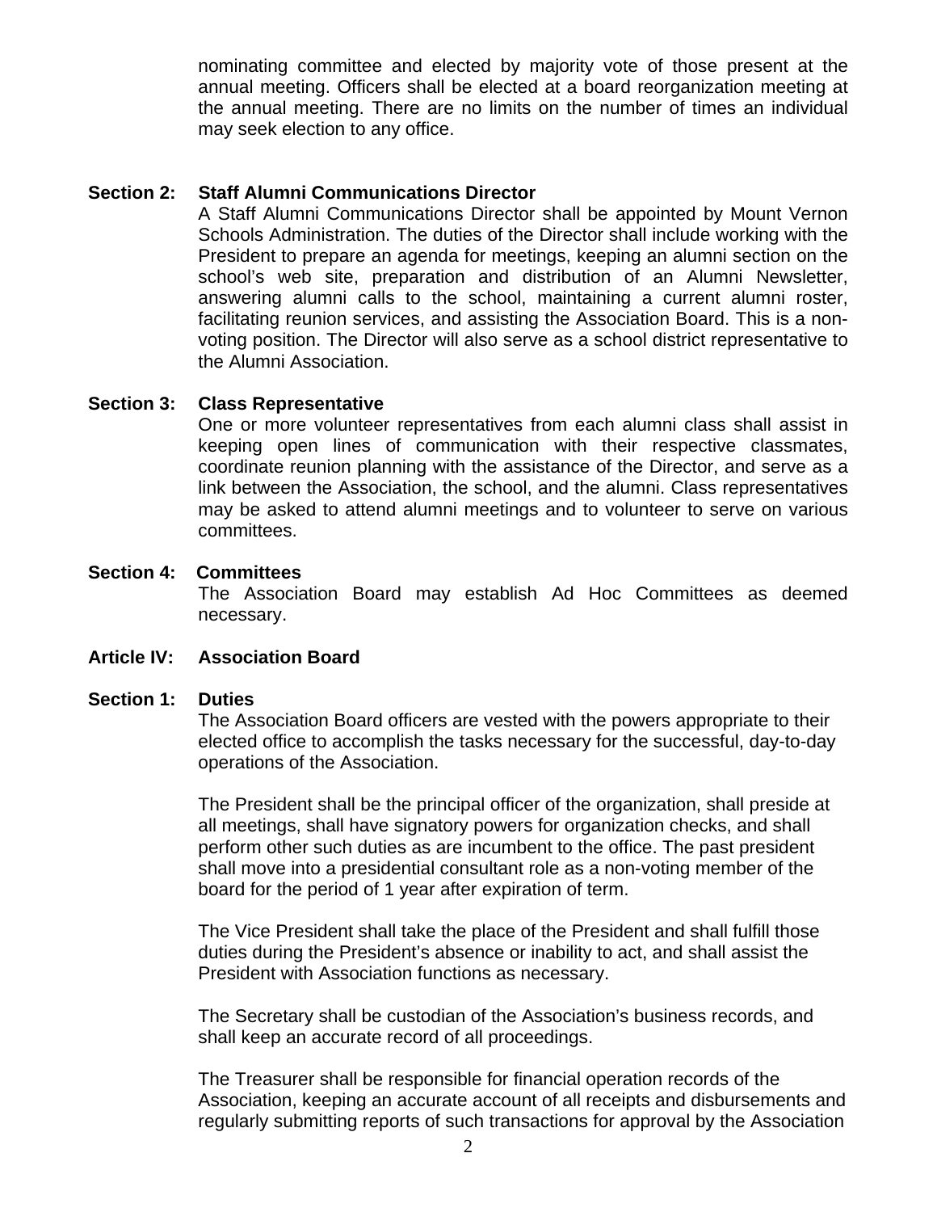nominating committee and elected by majority vote of those present at the annual meeting. Officers shall be elected at a board reorganization meeting at the annual meeting. There are no limits on the number of times an individual may seek election to any office.

**Section 2: Staff Alumni Communications Director**

A Staff Alumni Communications Director shall be appointed by Mount Vernon Schools Administration. The duties of the Director shall include working with the President to prepare an agenda for meetings, keeping an alumni section on the school's web site, preparation and distribution of an Alumni Newsletter, answering alumni calls to the school, maintaining a current alumni roster, facilitating reunion services, and assisting the Association Board. This is a non-voting position. The Director will also serve as a school district representative to the Alumni Association.

**Section 3: Class Representative**

One or more volunteer representatives from each alumni class shall assist in keeping open lines of communication with their respective classmates, coordinate reunion planning with the assistance of the Director, and serve as a link between the Association, the school, and the alumni. Class representatives may be asked to attend alumni meetings and to volunteer to serve on various committees.

**Section 4: Committees**

The Association Board may establish Ad Hoc Committees as deemed necessary.

## Article IV: Association Board

**Section 1: Duties**

The Association Board officers are vested with the powers appropriate to their elected office to accomplish the tasks necessary for the successful, day-to-day operations of the Association.

The President shall be the principal officer of the organization, shall preside at all meetings, shall have signatory powers for organization checks, and shall perform other such duties as are incumbent to the office. The past president shall move into a presidential consultant role as a non-voting member of the board for the period of 1 year after expiration of term.

The Vice President shall take the place of the President and shall fulfill those duties during the President's absence or inability to act, and shall assist the President with Association functions as necessary.

The Secretary shall be custodian of the Association's business records, and shall keep an accurate record of all proceedings.

The Treasurer shall be responsible for financial operation records of the Association, keeping an accurate account of all receipts and disbursements and regularly submitting reports of such transactions for approval by the Association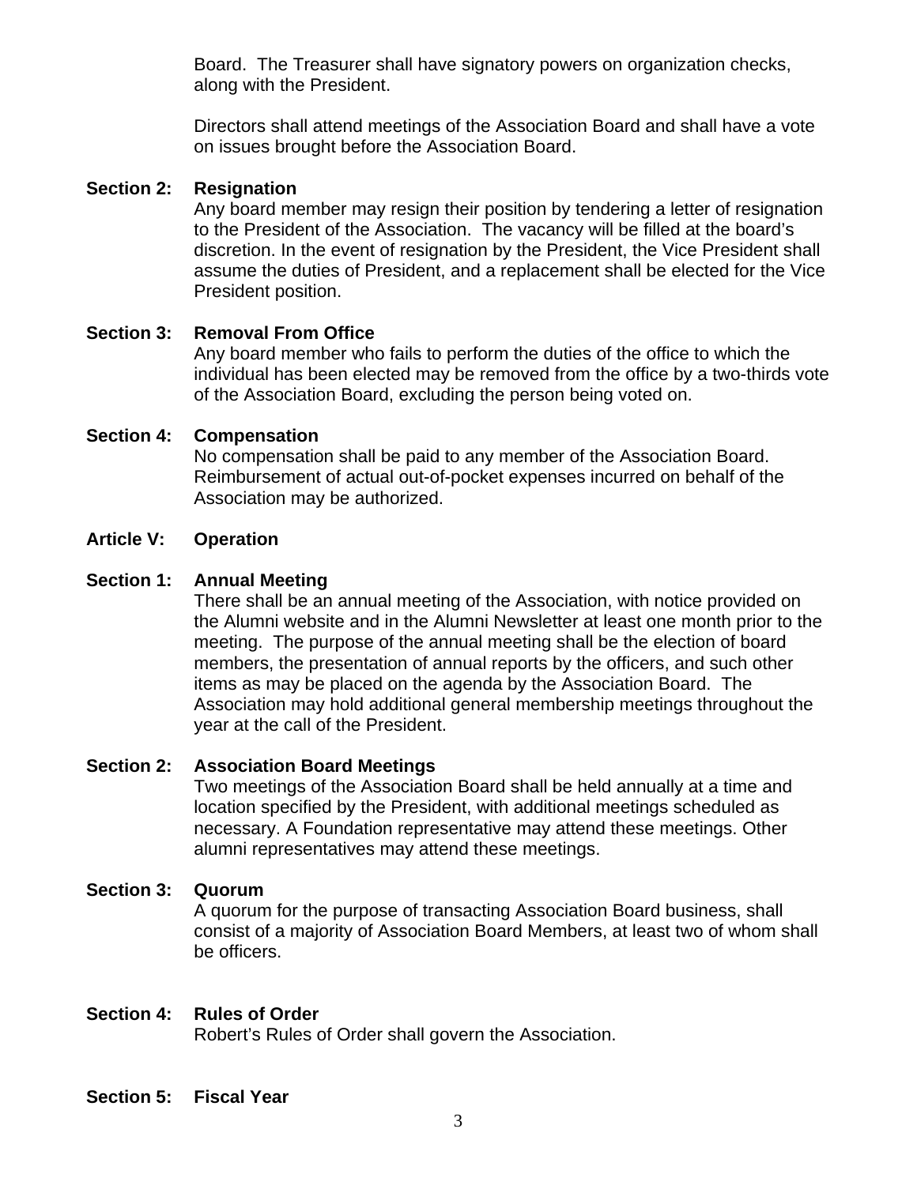Board. The Treasurer shall have signatory powers on organization checks, along with the President.

Directors shall attend meetings of the Association Board and shall have a vote on issues brought before the Association Board.

**Section 2: Resignation**

Any board member may resign their position by tendering a letter of resignation to the President of the Association. The vacancy will be filled at the board's discretion. In the event of resignation by the President, the Vice President shall assume the duties of President, and a replacement shall be elected for the Vice President position.

**Section 3: Removal From Office**

Any board member who fails to perform the duties of the office to which the individual has been elected may be removed from the office by a two-thirds vote of the Association Board, excluding the person being voted on.

**Section 4: Compensation**

No compensation shall be paid to any member of the Association Board. Reimbursement of actual out-of-pocket expenses incurred on behalf of the Association may be authorized.

## Article V: Operation

**Section 1: Annual Meeting**

There shall be an annual meeting of the Association, with notice provided on the Alumni website and in the Alumni Newsletter at least one month prior to the meeting. The purpose of the annual meeting shall be the election of board members, the presentation of annual reports by the officers, and such other items as may be placed on the agenda by the Association Board. The Association may hold additional general membership meetings throughout the year at the call of the President.

**Section 2: Association Board Meetings**

Two meetings of the Association Board shall be held annually at a time and location specified by the President, with additional meetings scheduled as necessary. A Foundation representative may attend these meetings. Other alumni representatives may attend these meetings.

**Section 3: Quorum**

A quorum for the purpose of transacting Association Board business, shall consist of a majority of Association Board Members, at least two of whom shall be officers.

**Section 4: Rules of Order**

Robert's Rules of Order shall govern the Association.

**Section 5: Fiscal Year**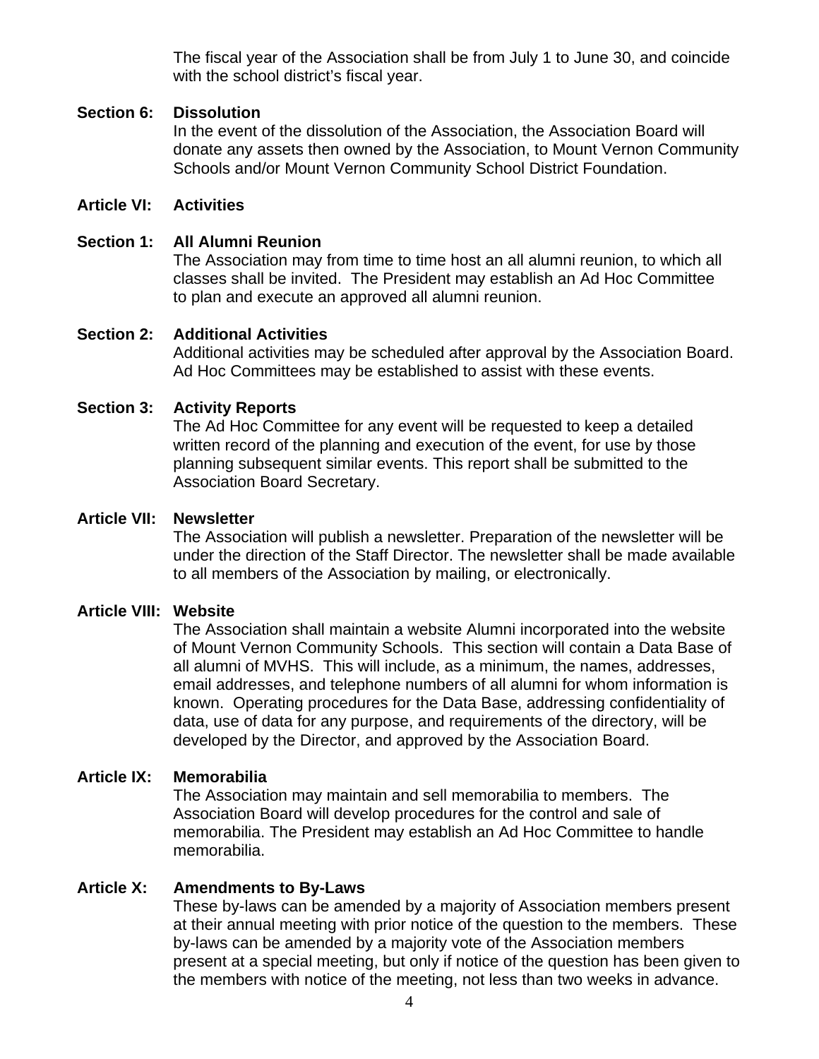The fiscal year of the Association shall be from July 1 to June 30, and coincide with the school district's fiscal year.

**Section 6: Dissolution**

In the event of the dissolution of the Association, the Association Board will donate any assets then owned by the Association, to Mount Vernon Community Schools and/or Mount Vernon Community School District Foundation.

## Article VI: Activities

**Section 1: All Alumni Reunion**

The Association may from time to time host an all alumni reunion, to which all classes shall be invited. The President may establish an Ad Hoc Committee to plan and execute an approved all alumni reunion.

**Section 2: Additional Activities**

Additional activities may be scheduled after approval by the Association Board. Ad Hoc Committees may be established to assist with these events.

**Section 3: Activity Reports**

The Ad Hoc Committee for any event will be requested to keep a detailed written record of the planning and execution of the event, for use by those planning subsequent similar events. This report shall be submitted to the Association Board Secretary.

## Article VII: Newsletter

The Association will publish a newsletter. Preparation of the newsletter will be under the direction of the Staff Director. The newsletter shall be made available to all members of the Association by mailing, or electronically.

## Article VIII: Website

The Association shall maintain a website Alumni incorporated into the website of Mount Vernon Community Schools. This section will contain a Data Base of all alumni of MVHS. This will include, as a minimum, the names, addresses, email addresses, and telephone numbers of all alumni for whom information is known. Operating procedures for the Data Base, addressing confidentiality of data, use of data for any purpose, and requirements of the directory, will be developed by the Director, and approved by the Association Board.

## Article IX: Memorabilia

The Association may maintain and sell memorabilia to members. The Association Board will develop procedures for the control and sale of memorabilia. The President may establish an Ad Hoc Committee to handle memorabilia.

## Article X: Amendments to By-Laws

These by-laws can be amended by a majority of Association members present at their annual meeting with prior notice of the question to the members. These by-laws can be amended by a majority vote of the Association members present at a special meeting, but only if notice of the question has been given to the members with notice of the meeting, not less than two weeks in advance.